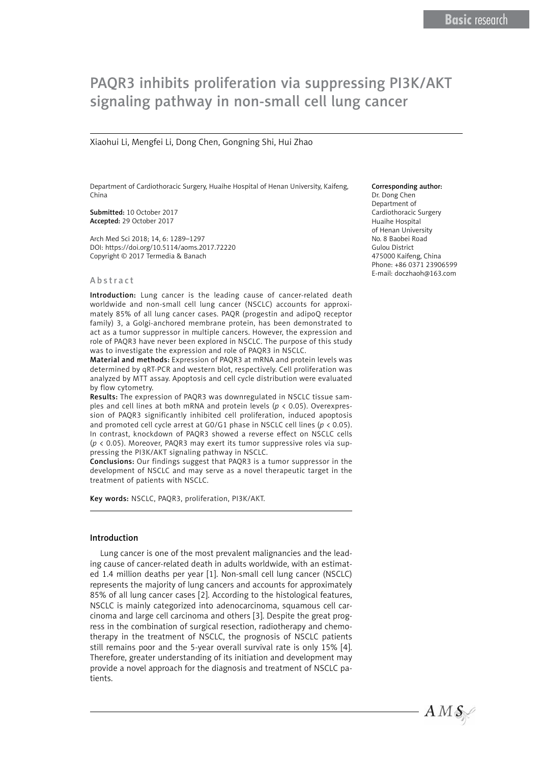Basic research

# PAQR3 inhibits proliferation via suppressing PI3K/AKT signaling pathway in non-small cell lung cancer

Xiaohui Li, Mengfei Li, Dong Chen, Gongning Shi, Hui Zhao

Department of Cardiothoracic Surgery, Huaihe Hospital of Henan University, Kaifeng, China

**Submitted:** 10 October 2017
**Accepted:** 29 October 2017

Arch Med Sci 2018; 14, 6: 1289–1297
DOI: https://doi.org/10.5114/aoms.2017.72220
Copyright © 2017 Termedia & Banach

**Corresponding author:**
Dr. Dong Chen
Department of Cardiothoracic Surgery
Huaihe Hospital of Henan University
No. 8 Baobei Road
Gulou District
475000 Kaifeng, China
Phone: +86 0371 23906599
E-mail: doczhaoh@163.com

## Abstract

**Introduction:** Lung cancer is the leading cause of cancer-related death worldwide and non-small cell lung cancer (NSCLC) accounts for approximately 85% of all lung cancer cases. PAQR (progestin and adipoQ receptor family) 3, a Golgi-anchored membrane protein, has been demonstrated to act as a tumor suppressor in multiple cancers. However, the expression and role of PAQR3 have never been explored in NSCLC. The purpose of this study was to investigate the expression and role of PAQR3 in NSCLC.

**Material and methods:** Expression of PAQR3 at mRNA and protein levels was determined by qRT-PCR and western blot, respectively. Cell proliferation was analyzed by MTT assay. Apoptosis and cell cycle distribution were evaluated by flow cytometry.

**Results:** The expression of PAQR3 was downregulated in NSCLC tissue samples and cell lines at both mRNA and protein levels ($p < 0.05$). Overexpression of PAQR3 significantly inhibited cell proliferation, induced apoptosis and promoted cell cycle arrest at G0/G1 phase in NSCLC cell lines ($p < 0.05$). In contrast, knockdown of PAQR3 showed a reverse effect on NSCLC cells ($p < 0.05$). Moreover, PAQR3 may exert its tumor suppressive roles via suppressing the PI3K/AKT signaling pathway in NSCLC.

**Conclusions:** Our findings suggest that PAQR3 is a tumor suppressor in the development of NSCLC and may serve as a novel therapeutic target in the treatment of patients with NSCLC.

**Key words:** NSCLC, PAQR3, proliferation, PI3K/AKT.

## Introduction

Lung cancer is one of the most prevalent malignancies and the leading cause of cancer-related death in adults worldwide, with an estimated 1.4 million deaths per year [1]. Non-small cell lung cancer (NSCLC) represents the majority of lung cancers and accounts for approximately 85% of all lung cancer cases [2]. According to the histological features, NSCLC is mainly categorized into adenocarcinoma, squamous cell carcinoma and large cell carcinoma and others [3]. Despite the great progress in the combination of surgical resection, radiotherapy and chemotherapy in the treatment of NSCLC, the prognosis of NSCLC patients still remains poor and the 5-year overall survival rate is only 15% [4]. Therefore, greater understanding of its initiation and development may provide a novel approach for the diagnosis and treatment of NSCLC patients.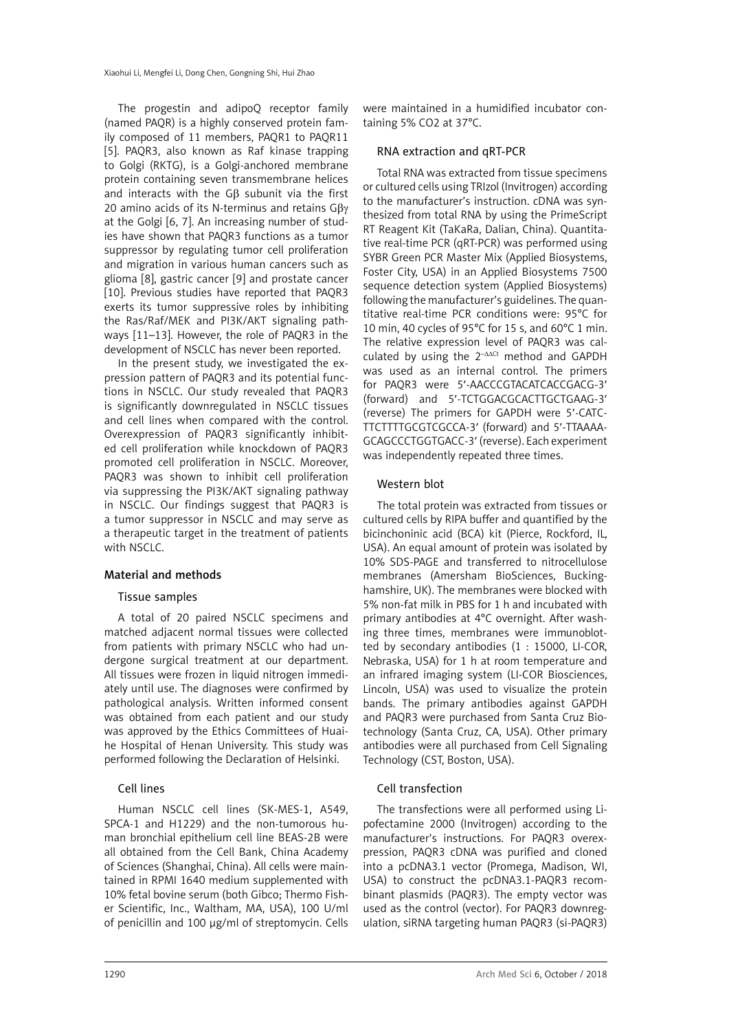The progestin and adipoQ receptor family (named PAQR) is a highly conserved protein family composed of 11 members, PAQR1 to PAQR11 [5]. PAQR3, also known as Raf kinase trapping to Golgi (RKTG), is a Golgi-anchored membrane protein containing seven transmembrane helices and interacts with the Gβ subunit via the first 20 amino acids of its N-terminus and retains Gβγ at the Golgi [6, 7]. An increasing number of studies have shown that PAQR3 functions as a tumor suppressor by regulating tumor cell proliferation and migration in various human cancers such as glioma [8], gastric cancer [9] and prostate cancer [10]. Previous studies have reported that PAQR3 exerts its tumor suppressive roles by inhibiting the Ras/Raf/MEK and PI3K/AKT signaling pathways [11–13]. However, the role of PAQR3 in the development of NSCLC has never been reported.

In the present study, we investigated the expression pattern of PAQR3 and its potential functions in NSCLC. Our study revealed that PAQR3 is significantly downregulated in NSCLC tissues and cell lines when compared with the control. Overexpression of PAQR3 significantly inhibited cell proliferation while knockdown of PAQR3 promoted cell proliferation in NSCLC. Moreover, PAQR3 was shown to inhibit cell proliferation via suppressing the PI3K/AKT signaling pathway in NSCLC. Our findings suggest that PAQR3 is a tumor suppressor in NSCLC and may serve as a therapeutic target in the treatment of patients with NSCLC.

## Material and methods

### Tissue samples

A total of 20 paired NSCLC specimens and matched adjacent normal tissues were collected from patients with primary NSCLC who had undergone surgical treatment at our department. All tissues were frozen in liquid nitrogen immediately until use. The diagnoses were confirmed by pathological analysis. Written informed consent was obtained from each patient and our study was approved by the Ethics Committees of Huaihe Hospital of Henan University. This study was performed following the Declaration of Helsinki.

### Cell lines

Human NSCLC cell lines (SK-MES-1, A549, SPCA-1 and H1229) and the non-tumorous human bronchial epithelium cell line BEAS-2B were all obtained from the Cell Bank, China Academy of Sciences (Shanghai, China). All cells were maintained in RPMI 1640 medium supplemented with 10% fetal bovine serum (both Gibco; Thermo Fisher Scientific, Inc., Waltham, MA, USA), 100 U/ml of penicillin and 100 μg/ml of streptomycin. Cells were maintained in a humidified incubator containing 5% $CO_2$ at 37°C.

### RNA extraction and qRT-PCR

Total RNA was extracted from tissue specimens or cultured cells using TRIzol (Invitrogen) according to the manufacturer's instruction. cDNA was synthesized from total RNA by using the PrimeScript RT Reagent Kit (TaKaRa, Dalian, China). Quantitative real-time PCR (qRT-PCR) was performed using SYBR Green PCR Master Mix (Applied Biosystems, Foster City, USA) in an Applied Biosystems 7500 sequence detection system (Applied Biosystems) following the manufacturer's guidelines. The quantitative real-time PCR conditions were: 95°C for 10 min, 40 cycles of 95°C for 15 s, and 60°C 1 min. The relative expression level of PAQR3 was calculated by using the $2^{-\Delta\Delta Ct}$ method and GAPDH was used as an internal control. The primers for PAQR3 were 5'-AACCCGTACATCACCGACG-3' (forward) and 5'-TCTGGACGCACTTGCTGAAG-3' (reverse) The primers for GAPDH were 5'-CATCTTCTTTTGCGTCGCCA-3' (forward) and 5'-TTAAAAGCAGCCCTGGTGACC-3' (reverse). Each experiment was independently repeated three times.

### Western blot

The total protein was extracted from tissues or cultured cells by RIPA buffer and quantified by the bicinchoninic acid (BCA) kit (Pierce, Rockford, IL, USA). An equal amount of protein was isolated by 10% SDS-PAGE and transferred to nitrocellulose membranes (Amersham BioSciences, Buckinghamshire, UK). The membranes were blocked with 5% non-fat milk in PBS for 1 h and incubated with primary antibodies at 4°C overnight. After washing three times, membranes were immunoblotted by secondary antibodies (1 : 15000, LI-COR, Nebraska, USA) for 1 h at room temperature and an infrared imaging system (LI-COR Biosciences, Lincoln, USA) was used to visualize the protein bands. The primary antibodies against GAPDH and PAQR3 were purchased from Santa Cruz Biotechnology (Santa Cruz, CA, USA). Other primary antibodies were all purchased from Cell Signaling Technology (CST, Boston, USA).

### Cell transfection

The transfections were all performed using Lipofectamine 2000 (Invitrogen) according to the manufacturer's instructions. For PAQR3 overexpression, PAQR3 cDNA was purified and cloned into a pcDNA3.1 vector (Promega, Madison, WI, USA) to construct the pcDNA3.1-PAQR3 recombinant plasmids (PAQR3). The empty vector was used as the control (vector). For PAQR3 downregulation, siRNA targeting human PAQR3 (si-PAQR3)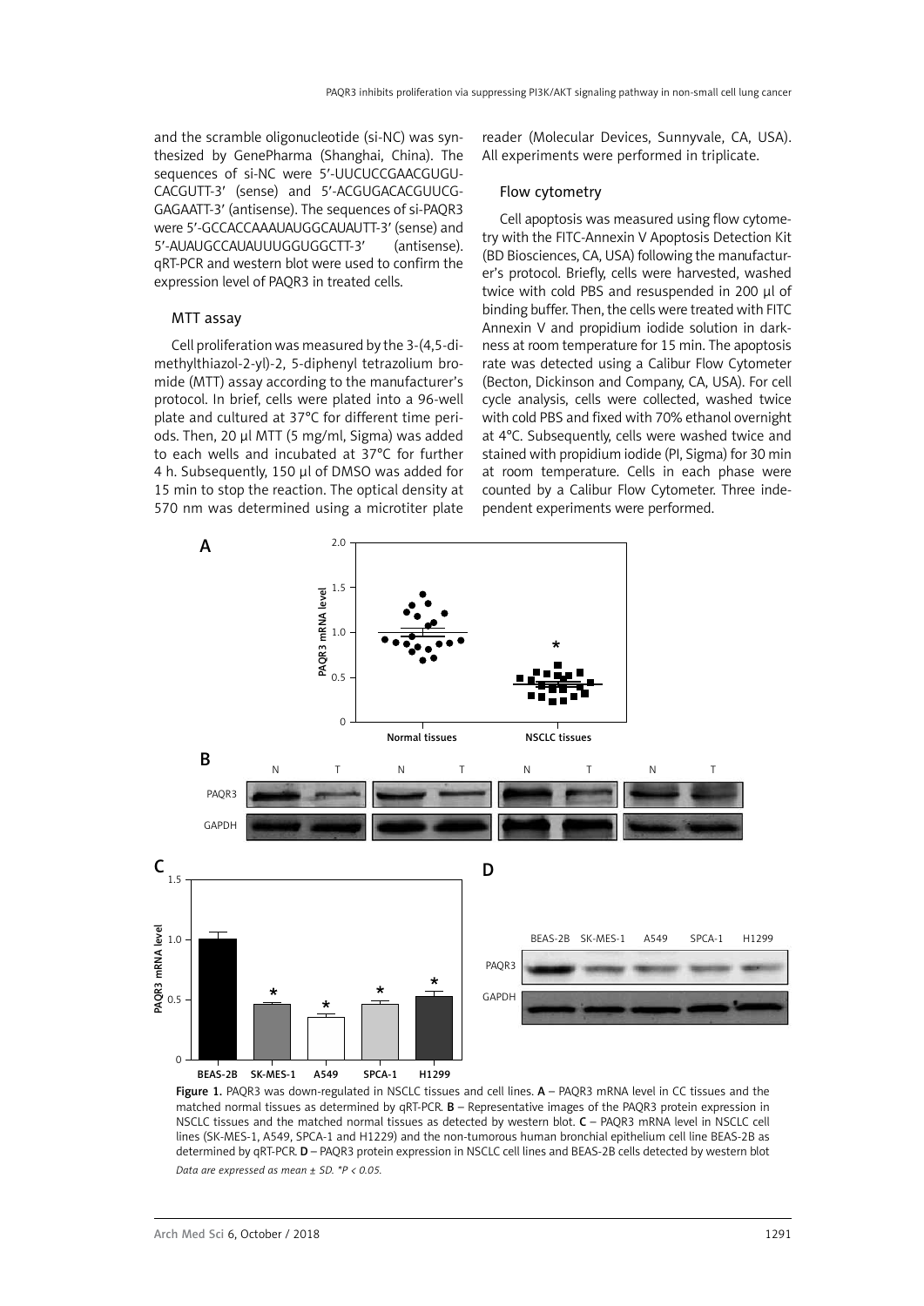and the scramble oligonucleotide (si-NC) was synthesized by GenePharma (Shanghai, China). The sequences of si-NC were 5'-UUCUCCGAACGUGUCACGUTT-3' (sense) and 5'-ACGUGACACGUUCGGAGAATT-3' (antisense). The sequences of si-PAQR3 were 5'-GCCACCAAAUAUGGCAUAUTT-3' (sense) and 5'-AUAUGCCAUAUUUGGUGGCTT-3' (antisense). qRT-PCR and western blot were used to confirm the expression level of PAQR3 in treated cells.

### MTT assay

Cell proliferation was measured by the 3-(4,5-dimethylthiazol-2-yl)-2, 5-diphenyl tetrazolium bromide (MTT) assay according to the manufacturer's protocol. In brief, cells were plated into a 96-well plate and cultured at 37°C for different time periods. Then, 20 μl MTT (5 mg/ml, Sigma) was added to each wells and incubated at 37°C for further 4 h. Subsequently, 150 μl of DMSO was added for 15 min to stop the reaction. The optical density at 570 nm was determined using a microtiter plate reader (Molecular Devices, Sunnyvale, CA, USA). All experiments were performed in triplicate.

### Flow cytometry

Cell apoptosis was measured using flow cytometry with the FITC-Annexin V Apoptosis Detection Kit (BD Biosciences, CA, USA) following the manufacturer's protocol. Briefly, cells were harvested, washed twice with cold PBS and resuspended in 200 μl of binding buffer. Then, the cells were treated with FITC Annexin V and propidium iodide solution in darkness at room temperature for 15 min. The apoptosis rate was detected using a Calibur Flow Cytometer (Becton, Dickinson and Company, CA, USA). For cell cycle analysis, cells were collected, washed twice with cold PBS and fixed with 70% ethanol overnight at 4°C. Subsequently, cells were washed twice and stained with propidium iodide (PI, Sigma) for 30 min at room temperature. Cells in each phase were counted by a Calibur Flow Cytometer. Three independent experiments were performed.

**Figure 1.** PAQR3 was down-regulated in NSCLC tissues and cell lines. **A** – PAQR3 mRNA level in CC tissues and the matched normal tissues as determined by qRT-PCR. **B** – Representative images of the PAQR3 protein expression in NSCLC tissues and the matched normal tissues as detected by western blot. **C** – PAQR3 mRNA level in NSCLC cell lines (SK-MES-1, A549, SPCA-1 and H1229) and the non-tumorous human bronchial epithelium cell line BEAS-2B as determined by qRT-PCR. **D** – PAQR3 protein expression in NSCLC cell lines and BEAS-2B cells detected by western blot

*Data are expressed as mean ± SD. *P < 0.05.*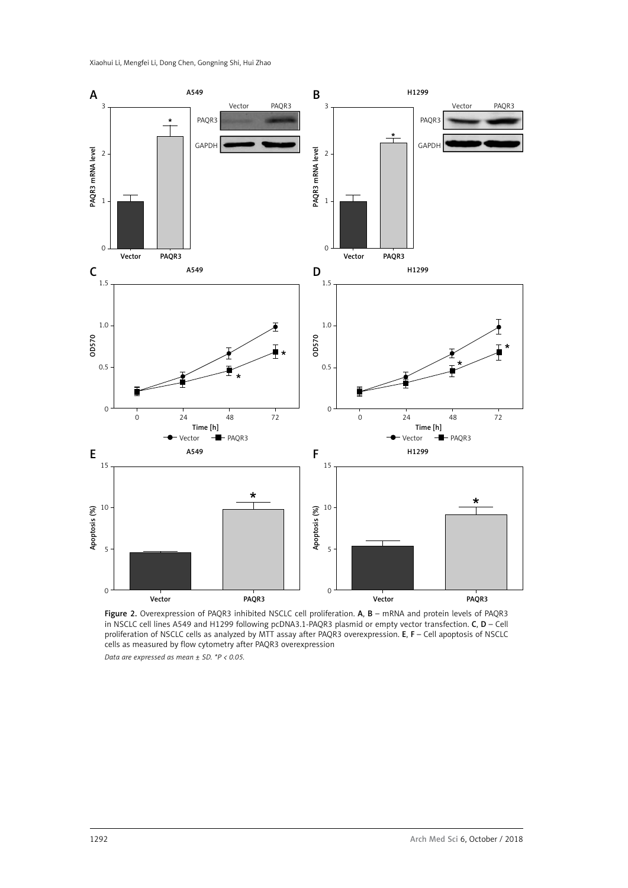Figure 2. Overexpression of PAQR3 inhibited NSCLC cell proliferation. **A**, **B** – mRNA and protein levels of PAQR3 in NSCLC cell lines A549 and H1299 following pcDNA3.1-PAQR3 plasmid or empty vector transfection. **C**, **D** – Cell proliferation of NSCLC cells as analyzed by MTT assay after PAQR3 overexpression. **E**, **F** – Cell apoptosis of NSCLC cells as measured by flow cytometry after PAQR3 overexpression

*Data are expressed as mean ± SD. *P < 0.05.*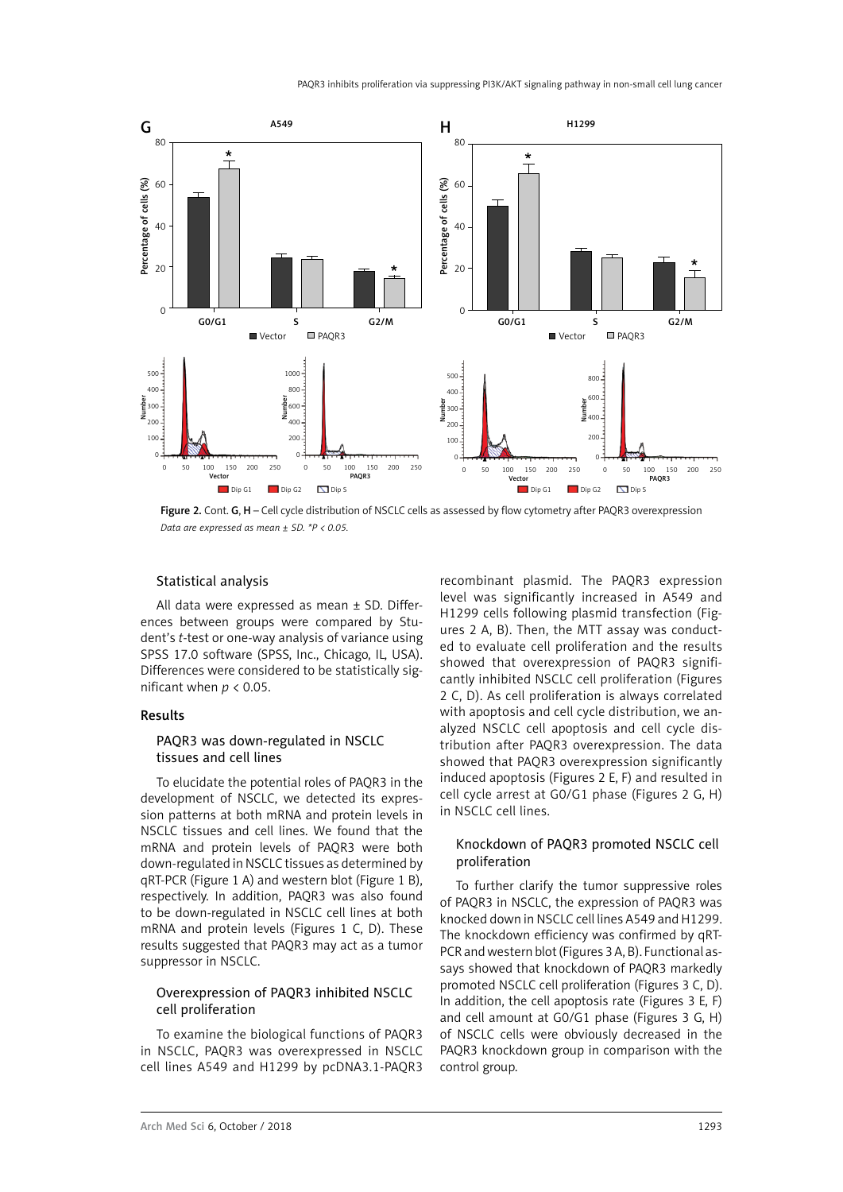Figure 2. Cont. G, H – Cell cycle distribution of NSCLC cells as assessed by flow cytometry after PAQR3 overexpression

*Data are expressed as mean ± SD. *P < 0.05.*

### Statistical analysis

All data were expressed as mean ± SD. Differences between groups were compared by Student's *t*-test or one-way analysis of variance using SPSS 17.0 software (SPSS, Inc., Chicago, IL, USA). Differences were considered to be statistically significant when $p < 0.05$.

## Results

### PAQR3 was down-regulated in NSCLC tissues and cell lines

To elucidate the potential roles of PAQR3 in the development of NSCLC, we detected its expression patterns at both mRNA and protein levels in NSCLC tissues and cell lines. We found that the mRNA and protein levels of PAQR3 were both down-regulated in NSCLC tissues as determined by qRT-PCR (Figure 1 A) and western blot (Figure 1 B), respectively. In addition, PAQR3 was also found to be down-regulated in NSCLC cell lines at both mRNA and protein levels (Figures 1 C, D). These results suggested that PAQR3 may act as a tumor suppressor in NSCLC.

### Overexpression of PAQR3 inhibited NSCLC cell proliferation

To examine the biological functions of PAQR3 in NSCLC, PAQR3 was overexpressed in NSCLC cell lines A549 and H1299 by pcDNA3.1-PAQR3 recombinant plasmid. The PAQR3 expression level was significantly increased in A549 and H1299 cells following plasmid transfection (Figures 2 A, B). Then, the MTT assay was conducted to evaluate cell proliferation and the results showed that overexpression of PAQR3 significantly inhibited NSCLC cell proliferation (Figures 2 C, D). As cell proliferation is always correlated with apoptosis and cell cycle distribution, we analyzed NSCLC cell apoptosis and cell cycle distribution after PAQR3 overexpression. The data showed that PAQR3 overexpression significantly induced apoptosis (Figures 2 E, F) and resulted in cell cycle arrest at G0/G1 phase (Figures 2 G, H) in NSCLC cell lines.

### Knockdown of PAQR3 promoted NSCLC cell proliferation

To further clarify the tumor suppressive roles of PAQR3 in NSCLC, the expression of PAQR3 was knocked down in NSCLC cell lines A549 and H1299. The knockdown efficiency was confirmed by qRT-PCR and western blot (Figures 3 A, B). Functional assays showed that knockdown of PAQR3 markedly promoted NSCLC cell proliferation (Figures 3 C, D). In addition, the cell apoptosis rate (Figures 3 E, F) and cell amount at G0/G1 phase (Figures 3 G, H) of NSCLC cells were obviously decreased in the PAQR3 knockdown group in comparison with the control group.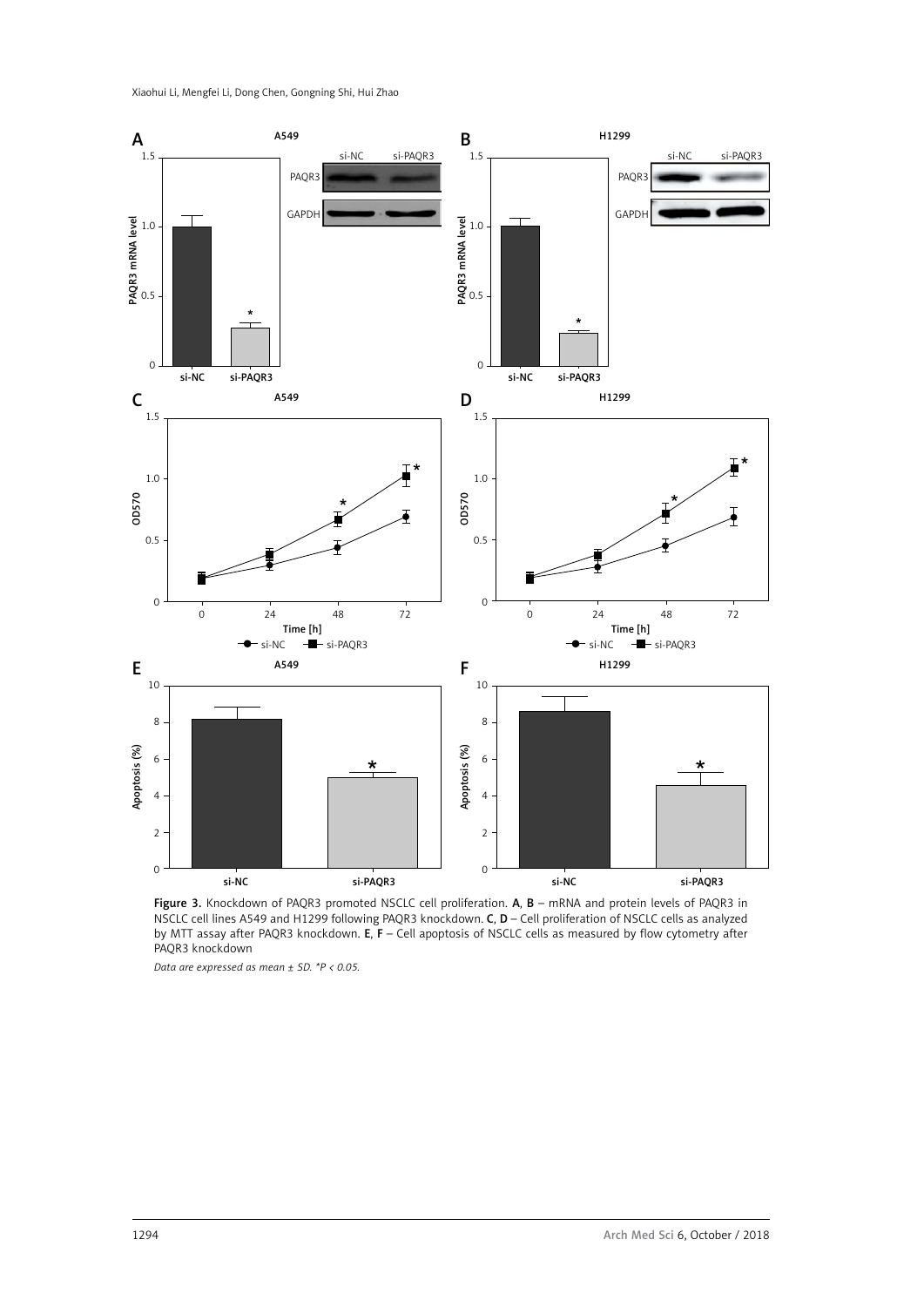Figure 3. Knockdown of PAQR3 promoted NSCLC cell proliferation. A, B – mRNA and protein levels of PAQR3 in NSCLC cell lines A549 and H1299 following PAQR3 knockdown. C, D – Cell proliferation of NSCLC cells as analyzed by MTT assay after PAQR3 knockdown. E, F – Cell apoptosis of NSCLC cells as measured by flow cytometry after PAQR3 knockdown

*Data are expressed as mean ± SD. *P < 0.05.*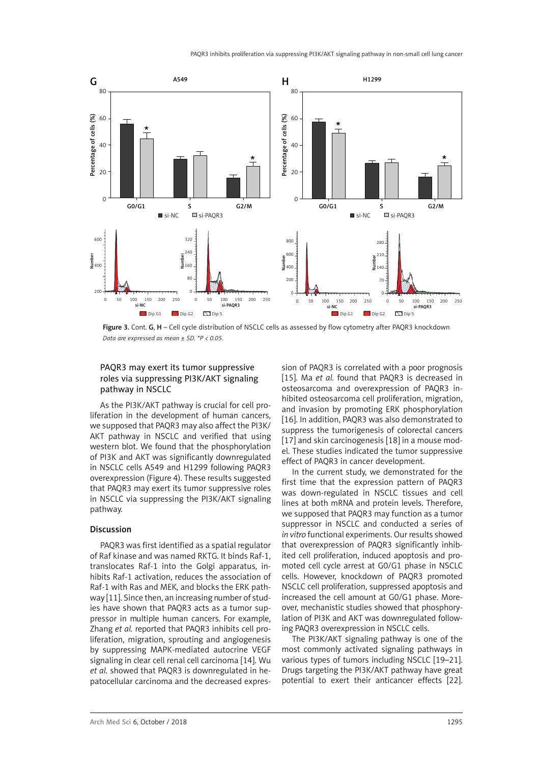Figure 3. Cont. G, H – Cell cycle distribution of NSCLC cells as assessed by flow cytometry after PAQR3 knockdown

*Data are expressed as mean ± SD. *P < 0.05.*

### PAQR3 may exert its tumor suppressive roles via suppressing PI3K/AKT signaling pathway in NSCLC

As the PI3K/AKT pathway is crucial for cell proliferation in the development of human cancers, we supposed that PAQR3 may also affect the PI3K/AKT pathway in NSCLC and verified that using western blot. We found that the phosphorylation of PI3K and AKT was significantly downregulated in NSCLC cells A549 and H1299 following PAQR3 overexpression (Figure 4). These results suggested that PAQR3 may exert its tumor suppressive roles in NSCLC via suppressing the PI3K/AKT signaling pathway.

## Discussion

PAQR3 was first identified as a spatial regulator of Raf kinase and was named RKTG. It binds Raf-1, translocates Raf-1 into the Golgi apparatus, inhibits Raf-1 activation, reduces the association of Raf-1 with Ras and MEK, and blocks the ERK pathway [11]. Since then, an increasing number of studies have shown that PAQR3 acts as a tumor suppressor in multiple human cancers. For example, Zhang *et al.* reported that PAQR3 inhibits cell proliferation, migration, sprouting and angiogenesis by suppressing MAPK-mediated autocrine VEGF signaling in clear cell renal cell carcinoma [14]. Wu *et al.* showed that PAQR3 is downregulated in hepatocellular carcinoma and the decreased expression of PAQR3 is correlated with a poor prognosis [15]. Ma *et al.* found that PAQR3 is decreased in osteosarcoma and overexpression of PAQR3 inhibited osteosarcoma cell proliferation, migration, and invasion by promoting ERK phosphorylation [16]. In addition, PAQR3 was also demonstrated to suppress the tumorigenesis of colorectal cancers [17] and skin carcinogenesis [18] in a mouse model. These studies indicated the tumor suppressive effect of PAQR3 in cancer development.

In the current study, we demonstrated for the first time that the expression pattern of PAQR3 was down-regulated in NSCLC tissues and cell lines at both mRNA and protein levels. Therefore, we supposed that PAQR3 may function as a tumor suppressor in NSCLC and conducted a series of *in vitro* functional experiments. Our results showed that overexpression of PAQR3 significantly inhibited cell proliferation, induced apoptosis and promoted cell cycle arrest at G0/G1 phase in NSCLC cells. However, knockdown of PAQR3 promoted NSCLC cell proliferation, suppressed apoptosis and increased the cell amount at G0/G1 phase. Moreover, mechanistic studies showed that phosphorylation of PI3K and AKT was downregulated following PAQR3 overexpression in NSCLC cells.

The PI3K/AKT signaling pathway is one of the most commonly activated signaling pathways in various types of tumors including NSCLC [19–21]. Drugs targeting the PI3K/AKT pathway have great potential to exert their anticancer effects [22].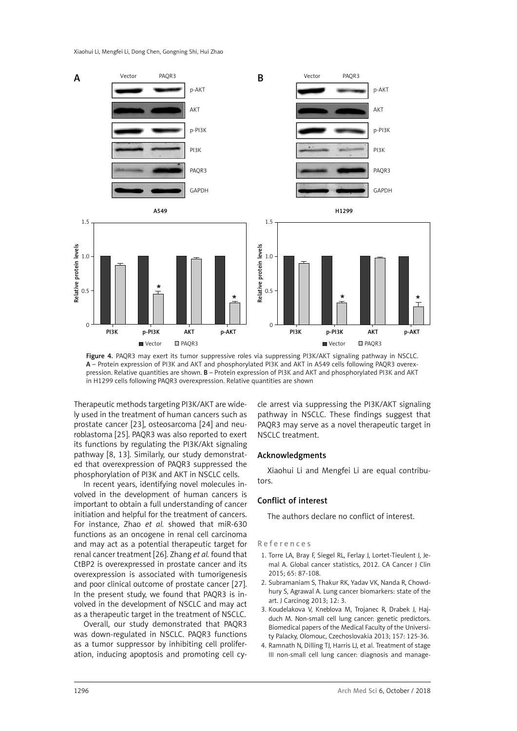Figure 4. PAQR3 may exert its tumor suppressive roles via suppressing PI3K/AKT signaling pathway in NSCLC. **A** – Protein expression of PI3K and AKT and phosphorylated PI3K and AKT in A549 cells following PAQR3 overexpression. Relative quantities are shown. **B** – Protein expression of PI3K and AKT and phosphorylated PI3K and AKT in H1299 cells following PAQR3 overexpression. Relative quantities are shown

Therapeutic methods targeting PI3K/AKT are widely used in the treatment of human cancers such as prostate cancer [23], osteosarcoma [24] and neuroblastoma [25]. PAQR3 was also reported to exert its functions by regulating the PI3K/Akt signaling pathway [8, 13]. Similarly, our study demonstrated that overexpression of PAQR3 suppressed the phosphorylation of PI3K and AKT in NSCLC cells.

In recent years, identifying novel molecules involved in the development of human cancers is important to obtain a full understanding of cancer initiation and helpful for the treatment of cancers. For instance, Zhao *et al.* showed that miR-630 functions as an oncogene in renal cell carcinoma and may act as a potential therapeutic target for renal cancer treatment [26]. Zhang *et al.* found that CtBP2 is overexpressed in prostate cancer and its overexpression is associated with tumorigenesis and poor clinical outcome of prostate cancer [27]. In the present study, we found that PAQR3 is involved in the development of NSCLC and may act as a therapeutic target in the treatment of NSCLC.

Overall, our study demonstrated that PAQR3 was down-regulated in NSCLC. PAQR3 functions as a tumor suppressor by inhibiting cell proliferation, inducing apoptosis and promoting cell cycle arrest via suppressing the PI3K/AKT signaling pathway in NSCLC. These findings suggest that PAQR3 may serve as a novel therapeutic target in NSCLC treatment.

## Acknowledgments

Xiaohui Li and Mengfei Li are equal contributors.

## Conflict of interest

The authors declare no conflict of interest.

## References

1. Torre LA, Bray F, Siegel RL, Ferlay J, Lortet-Tieulent J, Jemal A. Global cancer statistics, 2012. CA Cancer J Clin 2015; 65: 87-108.
2. Subramaniam S, Thakur RK, Yadav VK, Nanda R, Chowdhury S, Agrawal A. Lung cancer biomarkers: state of the art. J Carcinog 2013; 12: 3.
3. Koudelakova V, Kneblova M, Trojanec R, Drabek J, Hajduch M. Non-small cell lung cancer: genetic predictors. Biomedical papers of the Medical Faculty of the University Palacky, Olomouc, Czechoslovakia 2013; 157: 125-36.
4. Ramnath N, Dilling TJ, Harris LJ, et al. Treatment of stage III non-small cell lung cancer: diagnosis and manage-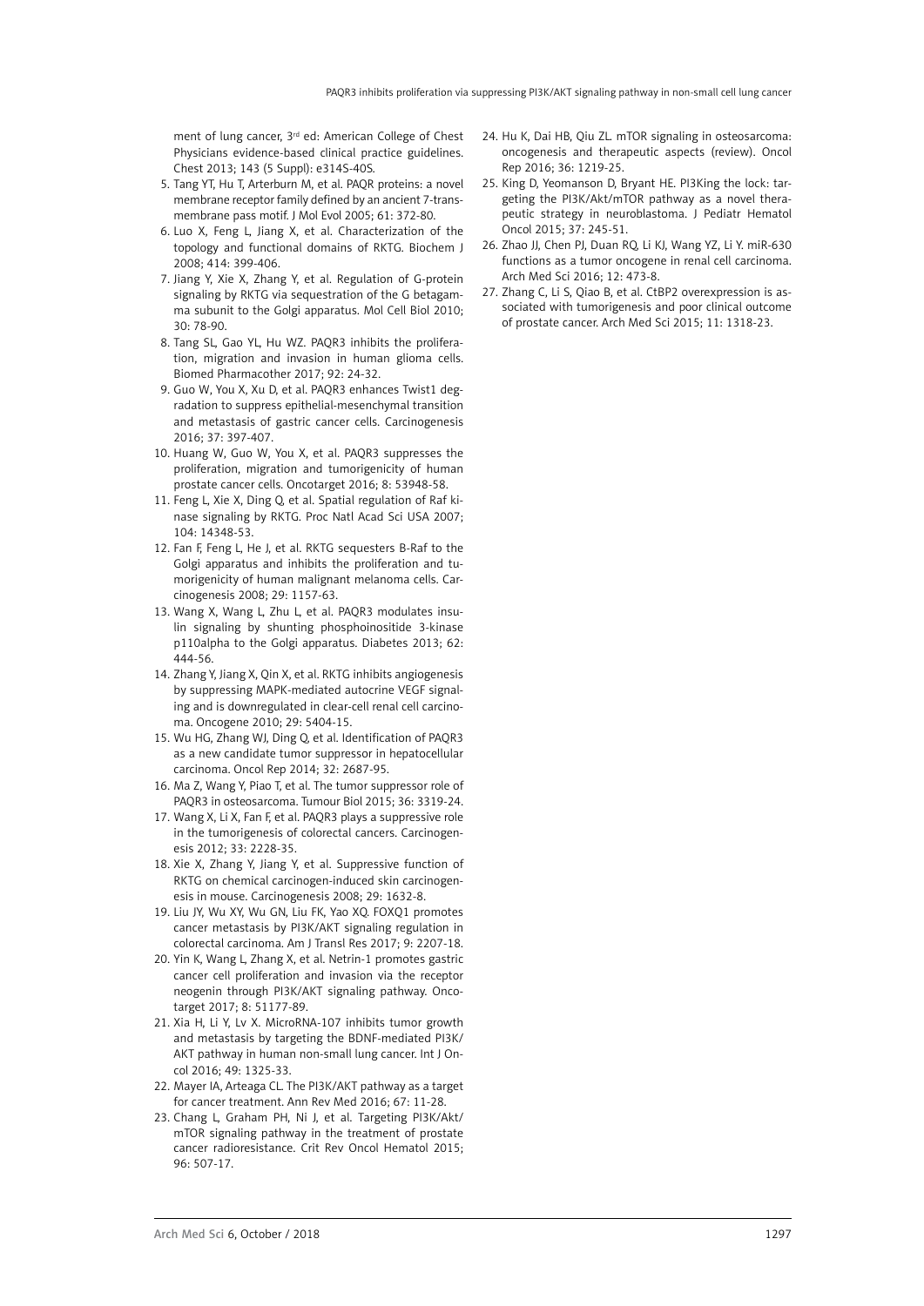ment of lung cancer, 3rd ed: American College of Chest Physicians evidence-based clinical practice guidelines. Chest 2013; 143 (5 Suppl): e314S-40S.

5. Tang YT, Hu T, Arterburn M, et al. PAQR proteins: a novel membrane receptor family defined by an ancient 7-transmembrane pass motif. J Mol Evol 2005; 61: 372-80.
6. Luo X, Feng L, Jiang X, et al. Characterization of the topology and functional domains of RKTG. Biochem J 2008; 414: 399-406.
7. Jiang Y, Xie X, Zhang Y, et al. Regulation of G-protein signaling by RKTG via sequestration of the G betagamma subunit to the Golgi apparatus. Mol Cell Biol 2010; 30: 78-90.
8. Tang SL, Gao YL, Hu WZ. PAQR3 inhibits the proliferation, migration and invasion in human glioma cells. Biomed Pharmacother 2017; 92: 24-32.
9. Guo W, You X, Xu D, et al. PAQR3 enhances Twist1 degradation to suppress epithelial-mesenchymal transition and metastasis of gastric cancer cells. Carcinogenesis 2016; 37: 397-407.
10. Huang W, Guo W, You X, et al. PAQR3 suppresses the proliferation, migration and tumorigenicity of human prostate cancer cells. Oncotarget 2016; 8: 53948-58.
11. Feng L, Xie X, Ding Q, et al. Spatial regulation of Raf kinase signaling by RKTG. Proc Natl Acad Sci USA 2007; 104: 14348-53.
12. Fan F, Feng L, He J, et al. RKTG sequesters B-Raf to the Golgi apparatus and inhibits the proliferation and tumorigenicity of human malignant melanoma cells. Carcinogenesis 2008; 29: 1157-63.
13. Wang X, Wang L, Zhu L, et al. PAQR3 modulates insulin signaling by shunting phosphoinositide 3-kinase p110alpha to the Golgi apparatus. Diabetes 2013; 62: 444-56.
14. Zhang Y, Jiang X, Qin X, et al. RKTG inhibits angiogenesis by suppressing MAPK-mediated autocrine VEGF signaling and is downregulated in clear-cell renal cell carcinoma. Oncogene 2010; 29: 5404-15.
15. Wu HG, Zhang WJ, Ding Q, et al. Identification of PAQR3 as a new candidate tumor suppressor in hepatocellular carcinoma. Oncol Rep 2014; 32: 2687-95.
16. Ma Z, Wang Y, Piao T, et al. The tumor suppressor role of PAQR3 in osteosarcoma. Tumour Biol 2015; 36: 3319-24.
17. Wang X, Li X, Fan F, et al. PAQR3 plays a suppressive role in the tumorigenesis of colorectal cancers. Carcinogenesis 2012; 33: 2228-35.
18. Xie X, Zhang Y, Jiang Y, et al. Suppressive function of RKTG on chemical carcinogen-induced skin carcinogenesis in mouse. Carcinogenesis 2008; 29: 1632-8.
19. Liu JY, Wu XY, Wu GN, Liu FK, Yao XQ. FOXQ1 promotes cancer metastasis by PI3K/AKT signaling regulation in colorectal carcinoma. Am J Transl Res 2017; 9: 2207-18.
20. Yin K, Wang L, Zhang X, et al. Netrin-1 promotes gastric cancer cell proliferation and invasion via the receptor neogenin through PI3K/AKT signaling pathway. Oncotarget 2017; 8: 51177-89.
21. Xia H, Li Y, Lv X. MicroRNA-107 inhibits tumor growth and metastasis by targeting the BDNF-mediated PI3K/AKT pathway in human non-small lung cancer. Int J Oncol 2016; 49: 1325-33.
22. Mayer IA, Arteaga CL. The PI3K/AKT pathway as a target for cancer treatment. Ann Rev Med 2016; 67: 11-28.
23. Chang L, Graham PH, Ni J, et al. Targeting PI3K/Akt/mTOR signaling pathway in the treatment of prostate cancer radioresistance. Crit Rev Oncol Hematol 2015; 96: 507-17.
24. Hu K, Dai HB, Qiu ZL. mTOR signaling in osteosarcoma: oncogenesis and therapeutic aspects (review). Oncol Rep 2016; 36: 1219-25.
25. King D, Yeomanson D, Bryant HE. PI3King the lock: targeting the PI3K/Akt/mTOR pathway as a novel therapeutic strategy in neuroblastoma. J Pediatr Hematol Oncol 2015; 37: 245-51.
26. Zhao JJ, Chen PJ, Duan RQ, Li KJ, Wang YZ, Li Y. miR-630 functions as a tumor oncogene in renal cell carcinoma. Arch Med Sci 2016; 12: 473-8.
27. Zhang C, Li S, Qiao B, et al. CtBP2 overexpression is associated with tumorigenesis and poor clinical outcome of prostate cancer. Arch Med Sci 2015; 11: 1318-23.